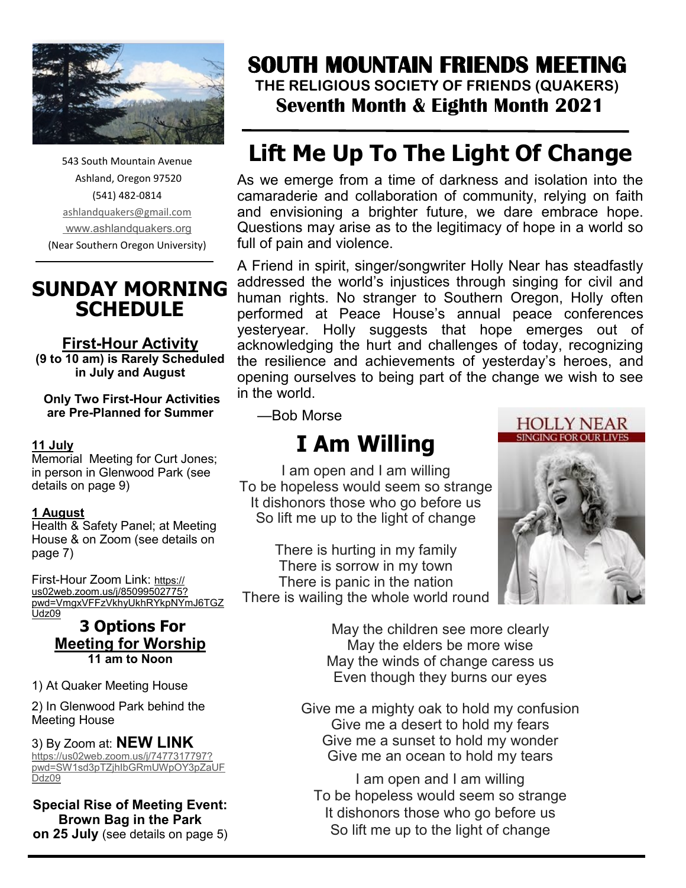# SOUTH MOUNTAIN FRIENDS MEETING

**THE RELIGIOUS SOCIETY OF FRIENDS (QUAKERS)**

**Seventh Month & Eighth Month 2021**

543 South Mountain Avenue
Ashland, Oregon 97520
(541) 482-0814
ashlandquakers@gmail.com
www.ashlandquakers.org
(Near Southern Oregon University)

## SUNDAY MORNING SCHEDULE

### First-Hour Activity

**(9 to 10 am) is Rarely Scheduled in July and August**

**Only Two First-Hour Activities are Pre-Planned for Summer**

**11 July**
Memorial Meeting for Curt Jones; in person in Glenwood Park (see details on page 9)

**1 August**
Health & Safety Panel; at Meeting House & on Zoom (see details on page 7)

First-Hour Zoom Link: https://us02web.zoom.us/j/85099502775?pwd=VmgxVFFzVkhyUkhRYkpNYmJ6TGZUdz09

### 3 Options For Meeting for Worship

**11 am to Noon**

1) At Quaker Meeting House

2) In Glenwood Park behind the Meeting House

3) By Zoom at: **NEW LINK**
https://us02web.zoom.us/j/7477317797?pwd=SW1sd3pTZjhlbGRmUWpOY3pZaUFDdz09

**Special Rise of Meeting Event: Brown Bag in the Park on 25 July** (see details on page 5)

## Lift Me Up To The Light Of Change

As we emerge from a time of darkness and isolation into the camaraderie and collaboration of community, relying on faith and envisioning a brighter future, we dare embrace hope. Questions may arise as to the legitimacy of hope in a world so full of pain and violence.

A Friend in spirit, singer/songwriter Holly Near has steadfastly addressed the world's injustices through singing for civil and human rights. No stranger to Southern Oregon, Holly often performed at Peace House's annual peace conferences yesteryear. Holly suggests that hope emerges out of acknowledging the hurt and challenges of today, recognizing the resilience and achievements of yesterday's heroes, and opening ourselves to being part of the change we wish to see in the world.

—Bob Morse

## I Am Willing

HOLLY NEAR
SINGING FOR OUR LIVES

I am open and I am willing
To be hopeless would seem so strange
It dishonors those who go before us
So lift me up to the light of change

There is hurting in my family
There is sorrow in my town
There is panic in the nation
There is wailing the whole world round

May the children see more clearly
May the elders be more wise
May the winds of change caress us
Even though they burns our eyes

Give me a mighty oak to hold my confusion
Give me a desert to hold my fears
Give me a sunset to hold my wonder
Give me an ocean to hold my tears

I am open and I am willing
To be hopeless would seem so strange
It dishonors those who go before us
So lift me up to the light of change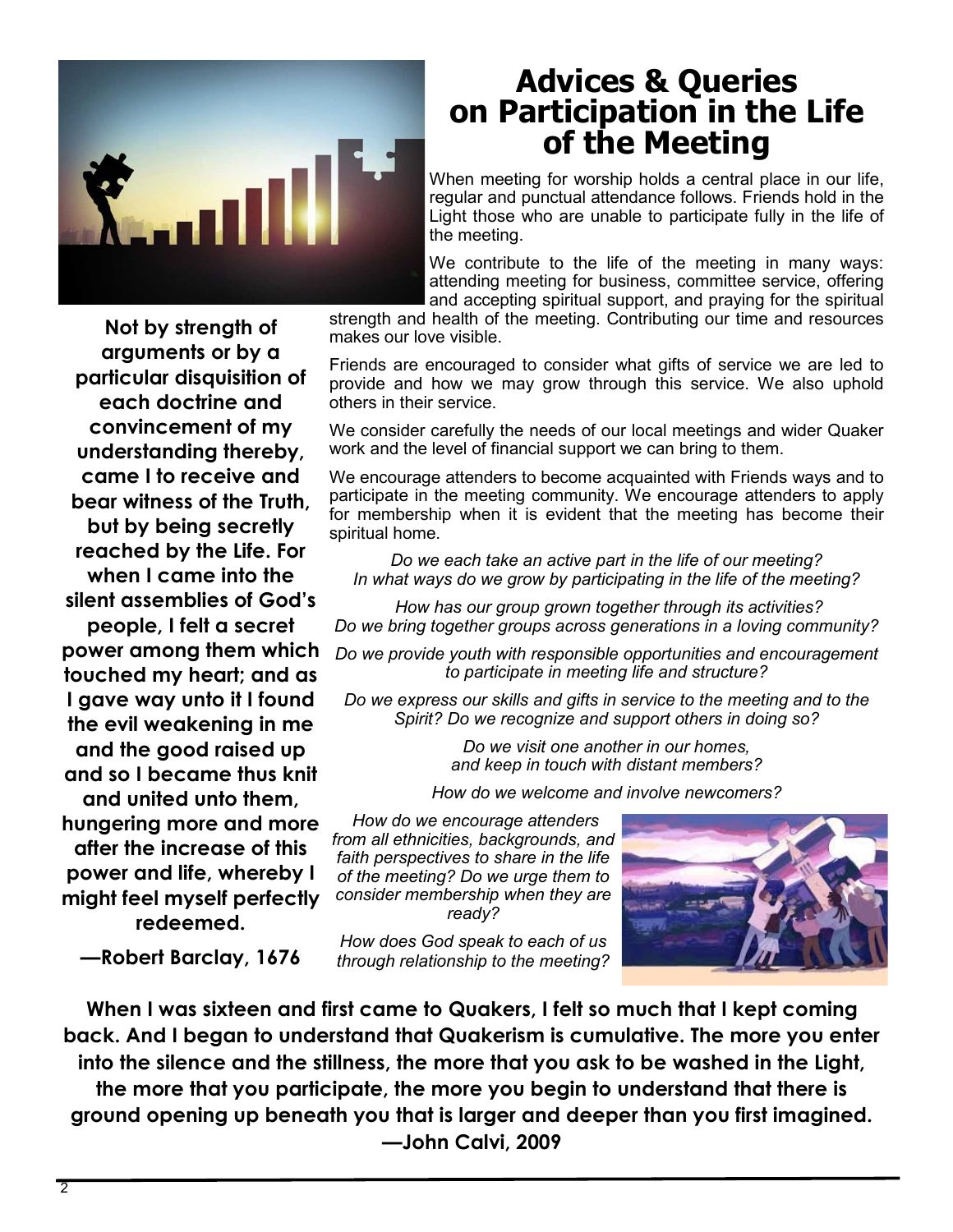# Advices & Queries on Participation in the Life of the Meeting

When meeting for worship holds a central place in our life, regular and punctual attendance follows. Friends hold in the Light those who are unable to participate fully in the life of the meeting.

We contribute to the life of the meeting in many ways: attending meeting for business, committee service, offering and accepting spiritual support, and praying for the spiritual strength and health of the meeting. Contributing our time and resources makes our love visible.

Friends are encouraged to consider what gifts of service we are led to provide and how we may grow through this service. We also uphold others in their service.

We consider carefully the needs of our local meetings and wider Quaker work and the level of financial support we can bring to them.

We encourage attenders to become acquainted with Friends ways and to participate in the meeting community. We encourage attenders to apply for membership when it is evident that the meeting has become their spiritual home.

*Do we each take an active part in the life of our meeting? In what ways do we grow by participating in the life of the meeting?*

*How has our group grown together through its activities? Do we bring together groups across generations in a loving community?*

*Do we provide youth with responsible opportunities and encouragement to participate in meeting life and structure?*

*Do we express our skills and gifts in service to the meeting and to the Spirit? Do we recognize and support others in doing so?*

*Do we visit one another in our homes, and keep in touch with distant members?*

*How do we welcome and involve newcomers?*

*How do we encourage attenders from all ethnicities, backgrounds, and faith perspectives to share in the life of the meeting? Do we urge them to consider membership when they are ready?*

*How does God speak to each of us through relationship to the meeting?*

**Not by strength of arguments or by a particular disquisition of each doctrine and convincement of my understanding thereby, came I to receive and bear witness of the Truth, but by being secretly reached by the Life. For when I came into the silent assemblies of God's people, I felt a secret power among them which touched my heart; and as I gave way unto it I found the evil weakening in me and the good raised up and so I became thus knit and united unto them, hungering more and more after the increase of this power and life, whereby I might feel myself perfectly redeemed.**

**—Robert Barclay, 1676**

**When I was sixteen and first came to Quakers, I felt so much that I kept coming back. And I began to understand that Quakerism is cumulative. The more you enter into the silence and the stillness, the more that you ask to be washed in the Light, the more that you participate, the more you begin to understand that there is ground opening up beneath you that is larger and deeper than you first imagined.**

**—John Calvi, 2009**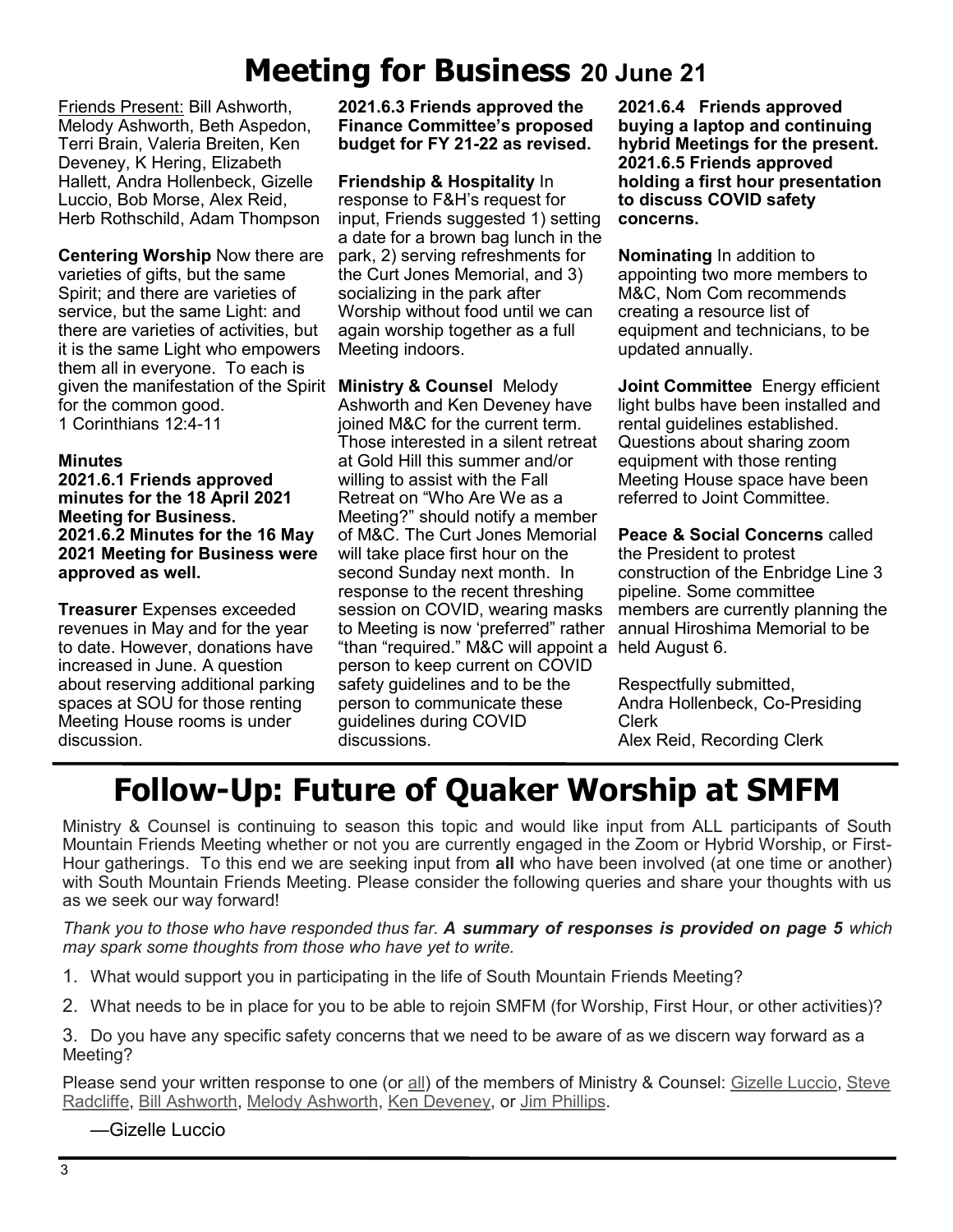# Meeting for Business 20 June 21

Friends Present: Bill Ashworth, Melody Ashworth, Beth Aspedon, Terri Brain, Valeria Breiten, Ken Deveney, K Hering, Elizabeth Hallett, Andra Hollenbeck, Gizelle Luccio, Bob Morse, Alex Reid, Herb Rothschild, Adam Thompson

**Centering Worship** Now there are varieties of gifts, but the same Spirit; and there are varieties of service, but the same Light: and there are varieties of activities, but it is the same Light who empowers them all in everyone. To each is given the manifestation of the Spirit for the common good.
1 Corinthians 12:4-11

**Minutes**
**2021.6.1 Friends approved minutes for the 18 April 2021 Meeting for Business.**
**2021.6.2 Minutes for the 16 May 2021 Meeting for Business were approved as well.**

**Treasurer** Expenses exceeded revenues in May and for the year to date. However, donations have increased in June. A question about reserving additional parking spaces at SOU for those renting Meeting House rooms is under discussion.

**2021.6.3 Friends approved the Finance Committee's proposed budget for FY 21-22 as revised.**

**Friendship & Hospitality** In response to F&H's request for input, Friends suggested 1) setting a date for a brown bag lunch in the park, 2) serving refreshments for the Curt Jones Memorial, and 3) socializing in the park after Worship without food until we can again worship together as a full Meeting indoors.

**Ministry & Counsel** Melody Ashworth and Ken Deveney have joined M&C for the current term. Those interested in a silent retreat at Gold Hill this summer and/or willing to assist with the Fall Retreat on "Who Are We as a Meeting?" should notify a member of M&C. The Curt Jones Memorial will take place first hour on the second Sunday next month. In response to the recent threshing session on COVID, wearing masks to Meeting is now 'preferred" rather "than "required." M&C will appoint a person to keep current on COVID safety guidelines and to be the person to communicate these guidelines during COVID discussions.

**2021.6.4 Friends approved buying a laptop and continuing hybrid Meetings for the present.**
**2021.6.5 Friends approved holding a first hour presentation to discuss COVID safety concerns.**

**Nominating** In addition to appointing two more members to M&C, Nom Com recommends creating a resource list of equipment and technicians, to be updated annually.

**Joint Committee** Energy efficient light bulbs have been installed and rental guidelines established. Questions about sharing zoom equipment with those renting Meeting House space have been referred to Joint Committee.

**Peace & Social Concerns** called the President to protest construction of the Enbridge Line 3 pipeline. Some committee members are currently planning the annual Hiroshima Memorial to be held August 6.

Respectfully submitted,
Andra Hollenbeck, Co-Presiding Clerk
Alex Reid, Recording Clerk

# Follow-Up: Future of Quaker Worship at SMFM

Ministry & Counsel is continuing to season this topic and would like input from ALL participants of South Mountain Friends Meeting whether or not you are currently engaged in the Zoom or Hybrid Worship, or First-Hour gatherings. To this end we are seeking input from **all** who have been involved (at one time or another) with South Mountain Friends Meeting. Please consider the following queries and share your thoughts with us as we seek our way forward!

*Thank you to those who have responded thus far. **A summary of responses is provided on page 5** which may spark some thoughts from those who have yet to write.*

1. What would support you in participating in the life of South Mountain Friends Meeting?
2. What needs to be in place for you to be able to rejoin SMFM (for Worship, First Hour, or other activities)?
3. Do you have any specific safety concerns that we need to be aware of as we discern way forward as a Meeting?

Please send your written response to one (or all) of the members of Ministry & Counsel: Gizelle Luccio, Steve Radcliffe, Bill Ashworth, Melody Ashworth, Ken Deveney, or Jim Phillips.

—Gizelle Luccio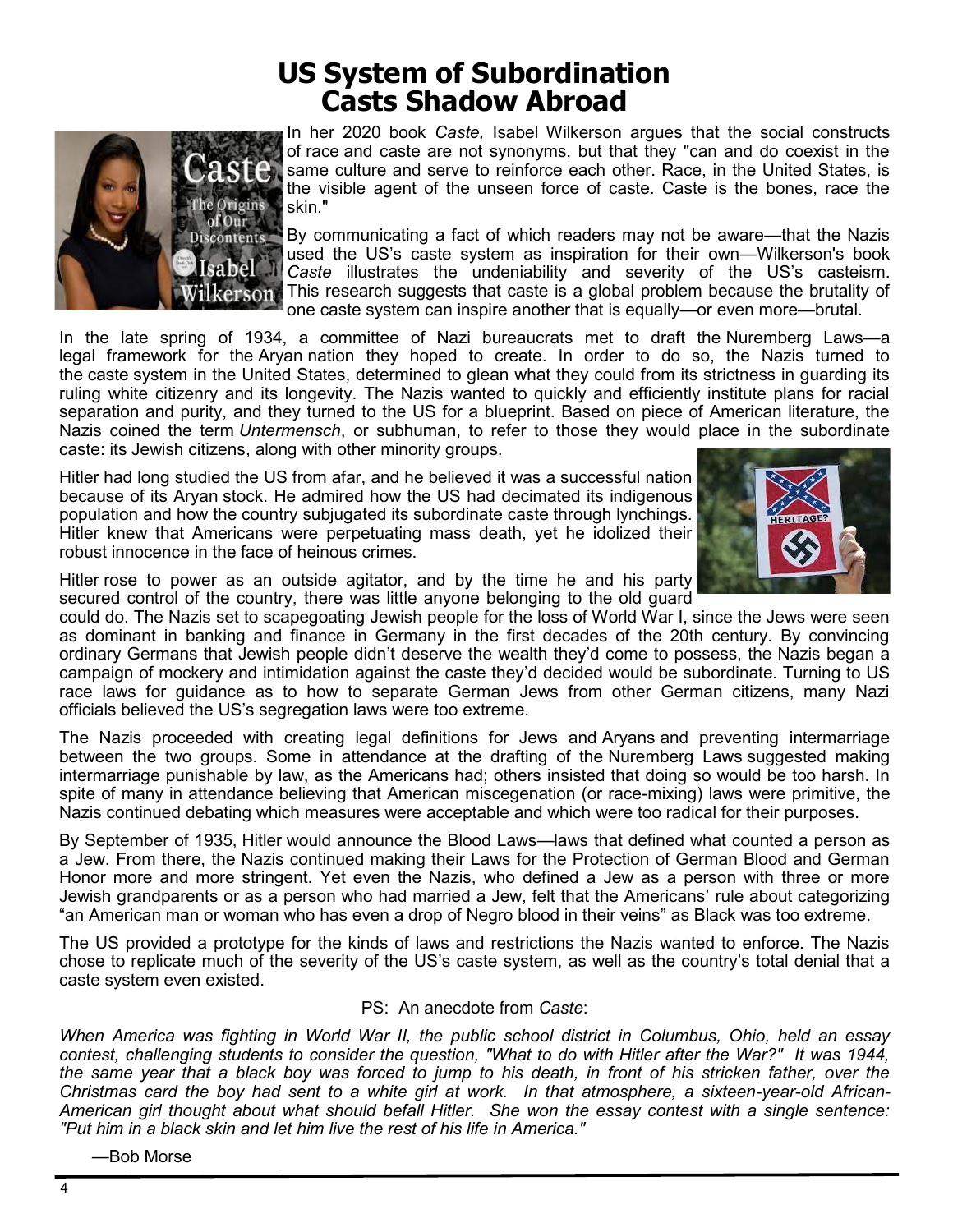# US System of Subordination Casts Shadow Abroad

In her 2020 book *Caste,* Isabel Wilkerson argues that the social constructs of race and caste are not synonyms, but that they "can and do coexist in the same culture and serve to reinforce each other. Race, in the United States, is the visible agent of the unseen force of caste. Caste is the bones, race the skin."

By communicating a fact of which readers may not be aware—that the Nazis used the US's caste system as inspiration for their own—Wilkerson's book *Caste* illustrates the undeniability and severity of the US's casteism. This research suggests that caste is a global problem because the brutality of one caste system can inspire another that is equally—or even more—brutal.

In the late spring of 1934, a committee of Nazi bureaucrats met to draft the Nuremberg Laws—a legal framework for the Aryan nation they hoped to create. In order to do so, the Nazis turned to the caste system in the United States, determined to glean what they could from its strictness in guarding its ruling white citizenry and its longevity. The Nazis wanted to quickly and efficiently institute plans for racial separation and purity, and they turned to the US for a blueprint. Based on piece of American literature, the Nazis coined the term *Untermensch*, or subhuman, to refer to those they would place in the subordinate caste: its Jewish citizens, along with other minority groups.

Hitler had long studied the US from afar, and he believed it was a successful nation because of its Aryan stock. He admired how the US had decimated its indigenous population and how the country subjugated its subordinate caste through lynchings. Hitler knew that Americans were perpetuating mass death, yet he idolized their robust innocence in the face of heinous crimes.

Hitler rose to power as an outside agitator, and by the time he and his party secured control of the country, there was little anyone belonging to the old guard could do. The Nazis set to scapegoating Jewish people for the loss of World War I, since the Jews were seen as dominant in banking and finance in Germany in the first decades of the 20th century. By convincing ordinary Germans that Jewish people didn't deserve the wealth they'd come to possess, the Nazis began a campaign of mockery and intimidation against the caste they'd decided would be subordinate. Turning to US race laws for guidance as to how to separate German Jews from other German citizens, many Nazi officials believed the US's segregation laws were too extreme.

The Nazis proceeded with creating legal definitions for Jews and Aryans and preventing intermarriage between the two groups. Some in attendance at the drafting of the Nuremberg Laws suggested making intermarriage punishable by law, as the Americans had; others insisted that doing so would be too harsh. In spite of many in attendance believing that American miscegenation (or race-mixing) laws were primitive, the Nazis continued debating which measures were acceptable and which were too radical for their purposes.

By September of 1935, Hitler would announce the Blood Laws—laws that defined what counted a person as a Jew. From there, the Nazis continued making their Laws for the Protection of German Blood and German Honor more and more stringent. Yet even the Nazis, who defined a Jew as a person with three or more Jewish grandparents or as a person who had married a Jew, felt that the Americans' rule about categorizing "an American man or woman who has even a drop of Negro blood in their veins" as Black was too extreme.

The US provided a prototype for the kinds of laws and restrictions the Nazis wanted to enforce. The Nazis chose to replicate much of the severity of the US's caste system, as well as the country's total denial that a caste system even existed.

PS: An anecdote from *Caste*:

*When America was fighting in World War II, the public school district in Columbus, Ohio, held an essay contest, challenging students to consider the question, "What to do with Hitler after the War?" It was 1944, the same year that a black boy was forced to jump to his death, in front of his stricken father, over the Christmas card the boy had sent to a white girl at work. In that atmosphere, a sixteen-year-old African-American girl thought about what should befall Hitler. She won the essay contest with a single sentence: "Put him in a black skin and let him live the rest of his life in America."*

—Bob Morse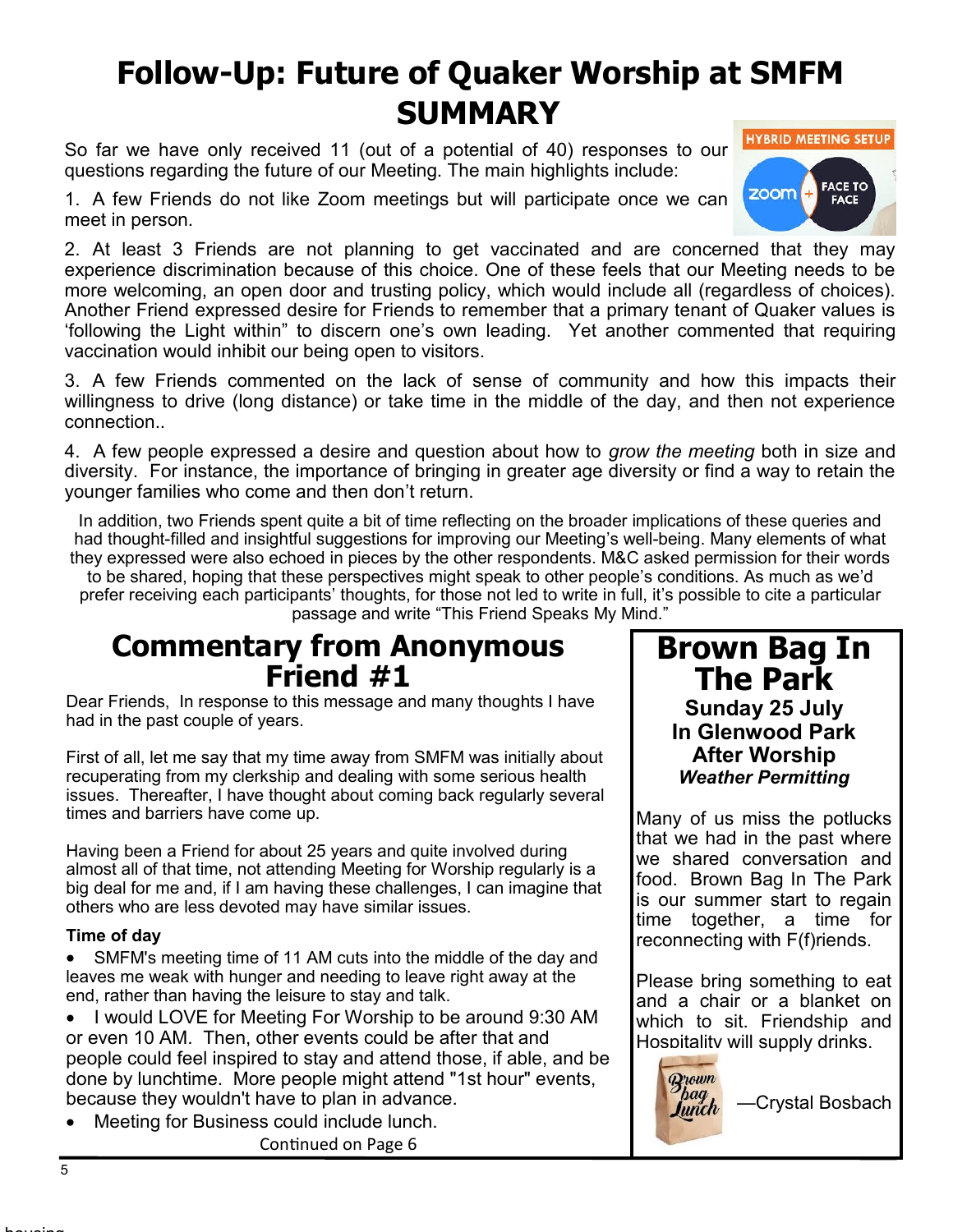# Follow-Up: Future of Quaker Worship at SMFM SUMMARY

So far we have only received 11 (out of a potential of 40) responses to our questions regarding the future of our Meeting. The main highlights include:

1. A few Friends do not like Zoom meetings but will participate once we can meet in person.

2. At least 3 Friends are not planning to get vaccinated and are concerned that they may experience discrimination because of this choice. One of these feels that our Meeting needs to be more welcoming, an open door and trusting policy, which would include all (regardless of choices). Another Friend expressed desire for Friends to remember that a primary tenant of Quaker values is 'following the Light within" to discern one's own leading. Yet another commented that requiring vaccination would inhibit our being open to visitors.

3. A few Friends commented on the lack of sense of community and how this impacts their willingness to drive (long distance) or take time in the middle of the day, and then not experience connection..

4. A few people expressed a desire and question about how to *grow the meeting* both in size and diversity. For instance, the importance of bringing in greater age diversity or find a way to retain the younger families who come and then don't return.

In addition, two Friends spent quite a bit of time reflecting on the broader implications of these queries and had thought-filled and insightful suggestions for improving our Meeting's well-being. Many elements of what they expressed were also echoed in pieces by the other respondents. M&C asked permission for their words to be shared, hoping that these perspectives might speak to other people's conditions. As much as we'd prefer receiving each participants' thoughts, for those not led to write in full, it's possible to cite a particular passage and write "This Friend Speaks My Mind."

## Commentary from Anonymous Friend #1

Dear Friends, In response to this message and many thoughts I have had in the past couple of years.

First of all, let me say that my time away from SMFM was initially about recuperating from my clerkship and dealing with some serious health issues. Thereafter, I have thought about coming back regularly several times and barriers have come up.

Having been a Friend for about 25 years and quite involved during almost all of that time, not attending Meeting for Worship regularly is a big deal for me and, if I am having these challenges, I can imagine that others who are less devoted may have similar issues.

**Time of day**

- SMFM's meeting time of 11 AM cuts into the middle of the day and leaves me weak with hunger and needing to leave right away at the end, rather than having the leisure to stay and talk.
- I would LOVE for Meeting For Worship to be around 9:30 AM or even 10 AM. Then, other events could be after that and people could feel inspired to stay and attend those, if able, and be done by lunchtime. More people might attend "1st hour" events, because they wouldn't have to plan in advance.
- Meeting for Business could include lunch.

Continued on Page 6

## Brown Bag In The Park

**Sunday 25 July**
**In Glenwood Park**
**After Worship**
***Weather Permitting***

Many of us miss the potlucks that we had in the past where we shared conversation and food. Brown Bag In The Park is our summer start to regain time together, a time for reconnecting with F(f)riends.

Please bring something to eat and a chair or a blanket on which to sit. Friendship and Hospitality will supply drinks.

—Crystal Bosbach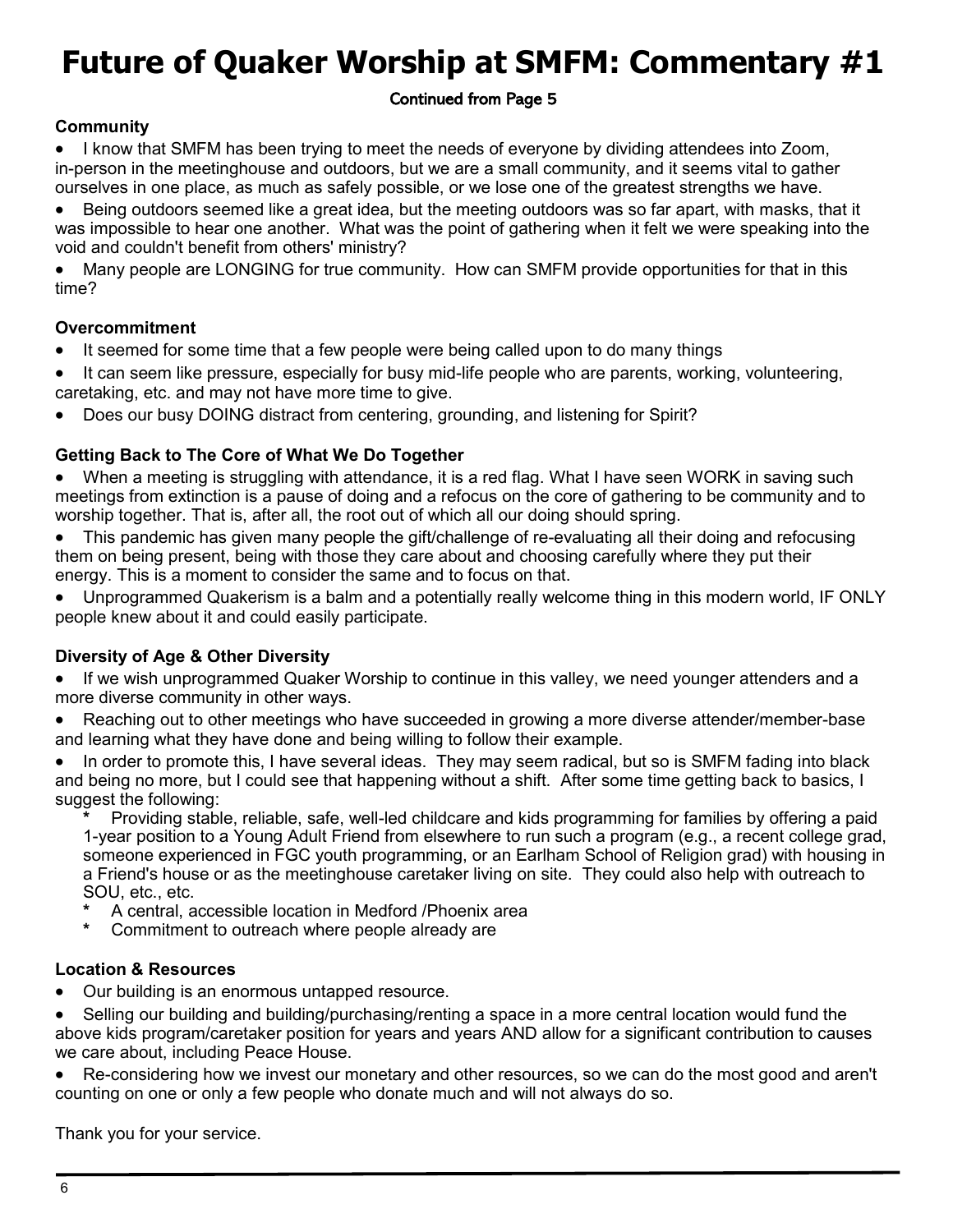# Future of Quaker Worship at SMFM: Commentary #1

**Continued from Page 5**

**Community**

- I know that SMFM has been trying to meet the needs of everyone by dividing attendees into Zoom, in-person in the meetinghouse and outdoors, but we are a small community, and it seems vital to gather ourselves in one place, as much as safely possible, or we lose one of the greatest strengths we have.
- Being outdoors seemed like a great idea, but the meeting outdoors was so far apart, with masks, that it was impossible to hear one another. What was the point of gathering when it felt we were speaking into the void and couldn't benefit from others' ministry?
- Many people are LONGING for true community. How can SMFM provide opportunities for that in this time?

**Overcommitment**

- It seemed for some time that a few people were being called upon to do many things
- It can seem like pressure, especially for busy mid-life people who are parents, working, volunteering, caretaking, etc. and may not have more time to give.
- Does our busy DOING distract from centering, grounding, and listening for Spirit?

**Getting Back to The Core of What We Do Together**

- When a meeting is struggling with attendance, it is a red flag. What I have seen WORK in saving such meetings from extinction is a pause of doing and a refocus on the core of gathering to be community and to worship together. That is, after all, the root out of which all our doing should spring.
- This pandemic has given many people the gift/challenge of re-evaluating all their doing and refocusing them on being present, being with those they care about and choosing carefully where they put their energy. This is a moment to consider the same and to focus on that.
- Unprogrammed Quakerism is a balm and a potentially really welcome thing in this modern world, IF ONLY people knew about it and could easily participate.

**Diversity of Age & Other Diversity**

- If we wish unprogrammed Quaker Worship to continue in this valley, we need younger attenders and a more diverse community in other ways.
- Reaching out to other meetings who have succeeded in growing a more diverse attender/member-base and learning what they have done and being willing to follow their example.
- In order to promote this, I have several ideas. They may seem radical, but so is SMFM fading into black and being no more, but I could see that happening without a shift. After some time getting back to basics, I suggest the following:
    - Providing stable, reliable, safe, well-led childcare and kids programming for families by offering a paid 1-year position to a Young Adult Friend from elsewhere to run such a program (e.g., a recent college grad, someone experienced in FGC youth programming, or an Earlham School of Religion grad) with housing in a Friend's house or as the meetinghouse caretaker living on site. They could also help with outreach to SOU, etc., etc.
    - A central, accessible location in Medford /Phoenix area
    - Commitment to outreach where people already are

**Location & Resources**

- Our building is an enormous untapped resource.
- Selling our building and building/purchasing/renting a space in a more central location would fund the above kids program/caretaker position for years and years AND allow for a significant contribution to causes we care about, including Peace House.
- Re-considering how we invest our monetary and other resources, so we can do the most good and aren't counting on one or only a few people who donate much and will not always do so.

Thank you for your service.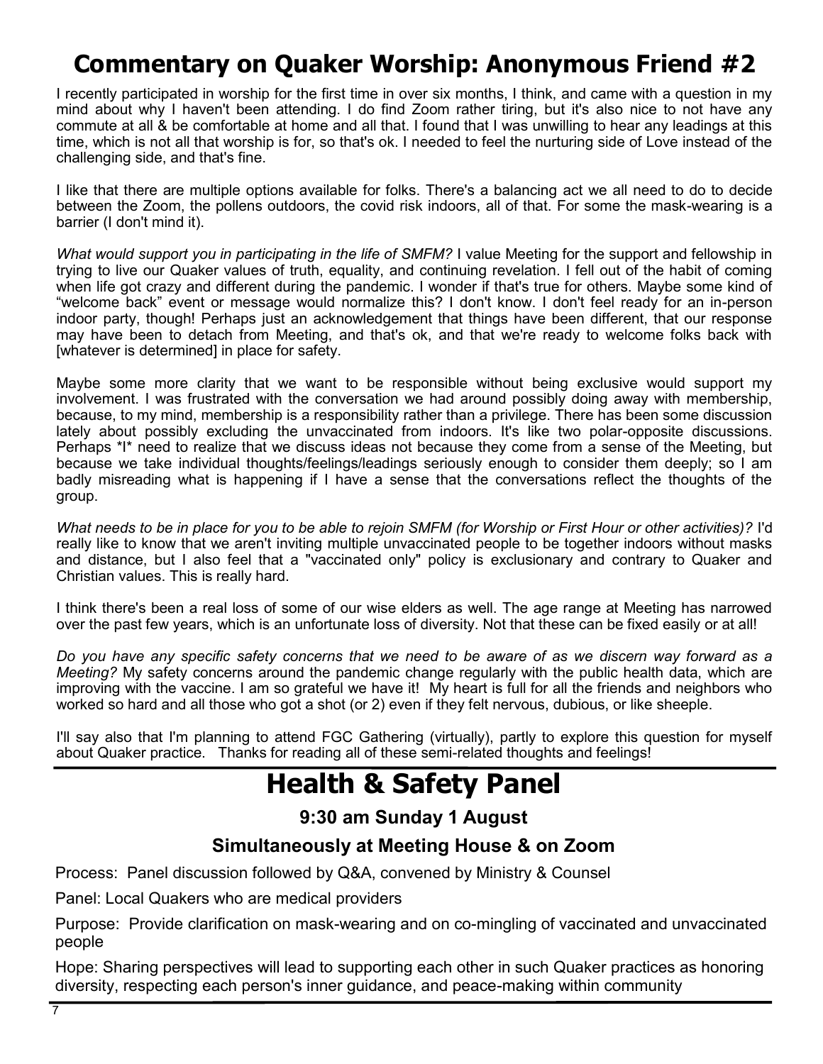# Commentary on Quaker Worship: Anonymous Friend #2

I recently participated in worship for the first time in over six months, I think, and came with a question in my mind about why I haven't been attending. I do find Zoom rather tiring, but it's also nice to not have any commute at all & be comfortable at home and all that. I found that I was unwilling to hear any leadings at this time, which is not all that worship is for, so that's ok. I needed to feel the nurturing side of Love instead of the challenging side, and that's fine.

I like that there are multiple options available for folks. There's a balancing act we all need to do to decide between the Zoom, the pollens outdoors, the covid risk indoors, all of that. For some the mask-wearing is a barrier (I don't mind it).

*What would support you in participating in the life of SMFM?* I value Meeting for the support and fellowship in trying to live our Quaker values of truth, equality, and continuing revelation. I fell out of the habit of coming when life got crazy and different during the pandemic. I wonder if that's true for others. Maybe some kind of "welcome back" event or message would normalize this? I don't know. I don't feel ready for an in-person indoor party, though! Perhaps just an acknowledgement that things have been different, that our response may have been to detach from Meeting, and that's ok, and that we're ready to welcome folks back with [whatever is determined] in place for safety.

Maybe some more clarity that we want to be responsible without being exclusive would support my involvement. I was frustrated with the conversation we had around possibly doing away with membership, because, to my mind, membership is a responsibility rather than a privilege. There has been some discussion lately about possibly excluding the unvaccinated from indoors. It's like two polar-opposite discussions. Perhaps *I* need to realize that we discuss ideas not because they come from a sense of the Meeting, but because we take individual thoughts/feelings/leadings seriously enough to consider them deeply; so I am badly misreading what is happening if I have a sense that the conversations reflect the thoughts of the group.

*What needs to be in place for you to be able to rejoin SMFM (for Worship or First Hour or other activities)?* I'd really like to know that we aren't inviting multiple unvaccinated people to be together indoors without masks and distance, but I also feel that a "vaccinated only" policy is exclusionary and contrary to Quaker and Christian values. This is really hard.

I think there's been a real loss of some of our wise elders as well. The age range at Meeting has narrowed over the past few years, which is an unfortunate loss of diversity. Not that these can be fixed easily or at all!

*Do you have any specific safety concerns that we need to be aware of as we discern way forward as a Meeting?* My safety concerns around the pandemic change regularly with the public health data, which are improving with the vaccine. I am so grateful we have it! My heart is full for all the friends and neighbors who worked so hard and all those who got a shot (or 2) even if they felt nervous, dubious, or like sheeple.

I'll say also that I'm planning to attend FGC Gathering (virtually), partly to explore this question for myself about Quaker practice. Thanks for reading all of these semi-related thoughts and feelings!

# Health & Safety Panel

### 9:30 am Sunday 1 August

### Simultaneously at Meeting House & on Zoom

Process: Panel discussion followed by Q&A, convened by Ministry & Counsel

Panel: Local Quakers who are medical providers

Purpose: Provide clarification on mask-wearing and on co-mingling of vaccinated and unvaccinated people

Hope: Sharing perspectives will lead to supporting each other in such Quaker practices as honoring diversity, respecting each person's inner guidance, and peace-making within community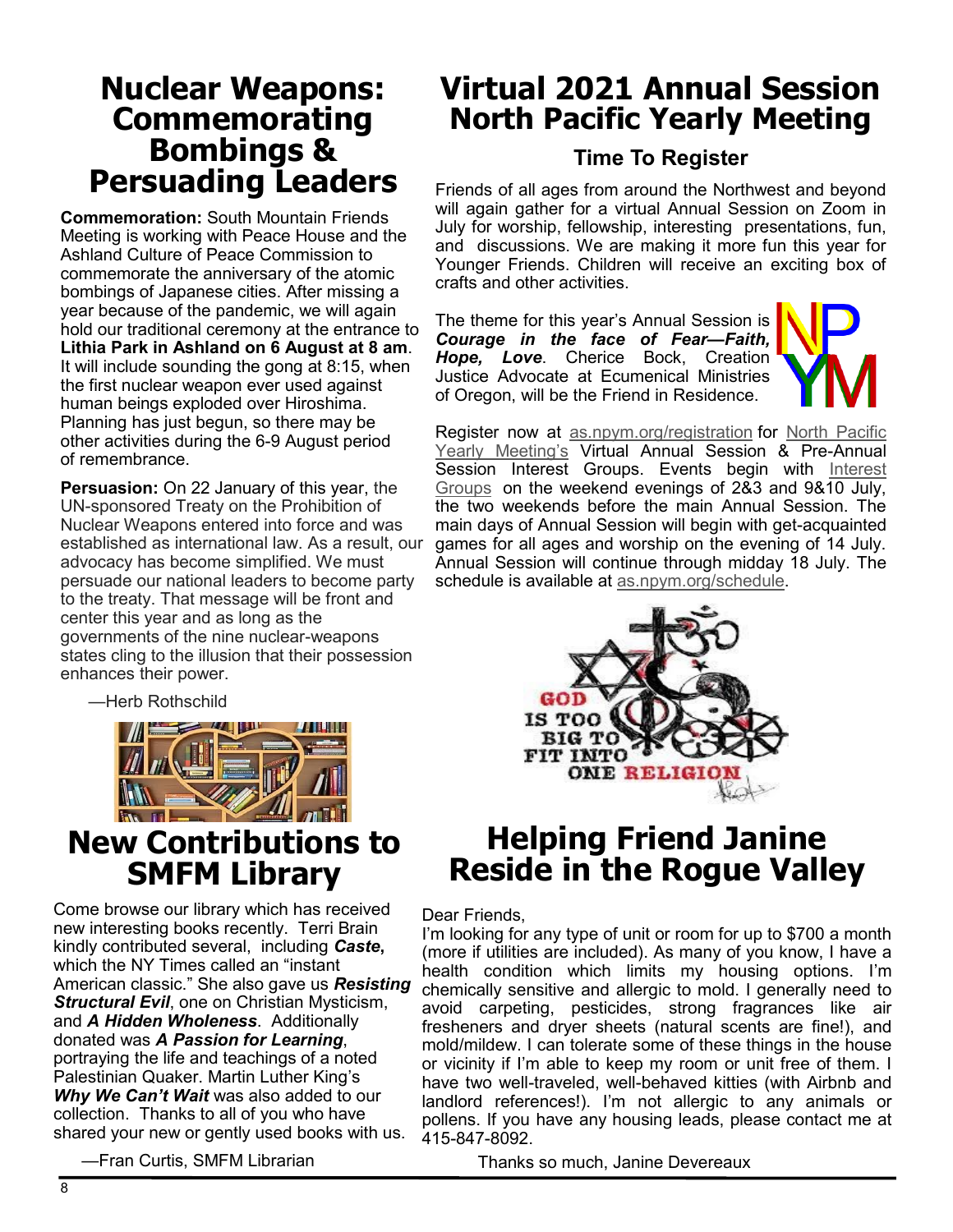# Nuclear Weapons: Commemorating Bombings & Persuading Leaders

**Commemoration:** South Mountain Friends Meeting is working with Peace House and the Ashland Culture of Peace Commission to commemorate the anniversary of the atomic bombings of Japanese cities. After missing a year because of the pandemic, we will again hold our traditional ceremony at the entrance to **Lithia Park in Ashland on 6 August at 8 am**. It will include sounding the gong at 8:15, when the first nuclear weapon ever used against human beings exploded over Hiroshima. Planning has just begun, so there may be other activities during the 6-9 August period of remembrance.

**Persuasion:** On 22 January of this year, the UN-sponsored Treaty on the Prohibition of Nuclear Weapons entered into force and was established as international law. As a result, our advocacy has become simplified. We must persuade our national leaders to become party to the treaty. That message will be front and center this year and as long as the governments of the nine nuclear-weapons states cling to the illusion that their possession enhances their power.

—Herb Rothschild

# New Contributions to SMFM Library

Come browse our library which has received new interesting books recently. Terri Brain kindly contributed several, including ***Caste*,** which the NY Times called an "instant American classic." She also gave us ***Resisting Structural Evil***, one on Christian Mysticism, and ***A Hidden Wholeness***. Additionally donated was ***A Passion for Learning***, portraying the life and teachings of a noted Palestinian Quaker. Martin Luther King's ***Why We Can't Wait*** was also added to our collection. Thanks to all of you who have shared your new or gently used books with us.

—Fran Curtis, SMFM Librarian

# Virtual 2021 Annual Session North Pacific Yearly Meeting

## Time To Register

Friends of all ages from around the Northwest and beyond will again gather for a virtual Annual Session on Zoom in July for worship, fellowship, interesting presentations, fun, and discussions. We are making it more fun this year for Younger Friends. Children will receive an exciting box of crafts and other activities.

The theme for this year's Annual Session is ***Courage in the face of Fear—Faith, Hope, Love***. Cherice Bock, Creation Justice Advocate at Ecumenical Ministries of Oregon, will be the Friend in Residence.

Register now at as.npym.org/registration for North Pacific Yearly Meeting's Virtual Annual Session & Pre-Annual Session Interest Groups. Events begin with Interest Groups on the weekend evenings of 2&3 and 9&10 July, the two weekends before the main Annual Session. The main days of Annual Session will begin with get-acquainted games for all ages and worship on the evening of 14 July. Annual Session will continue through midday 18 July. The schedule is available at as.npym.org/schedule.

# Helping Friend Janine Reside in the Rogue Valley

Dear Friends,

I'm looking for any type of unit or room for up to $700 a month (more if utilities are included). As many of you know, I have a health condition which limits my housing options. I'm chemically sensitive and allergic to mold. I generally need to avoid carpeting, pesticides, strong fragrances like air fresheners and dryer sheets (natural scents are fine!), and mold/mildew. I can tolerate some of these things in the house or vicinity if I'm able to keep my room or unit free of them. I have two well-traveled, well-behaved kitties (with Airbnb and landlord references!). I'm not allergic to any animals or pollens. If you have any housing leads, please contact me at 415-847-8092.

Thanks so much, Janine Devereaux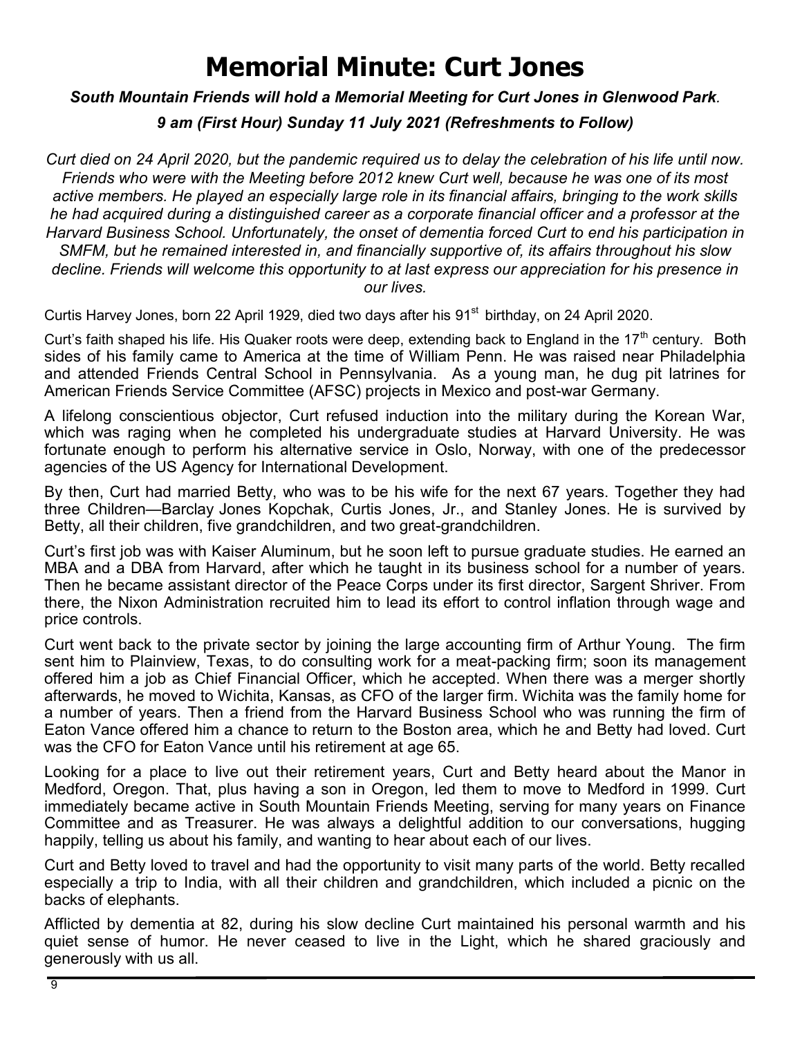# Memorial Minute: Curt Jones

***South Mountain Friends will hold a Memorial Meeting for Curt Jones in Glenwood Park.***

***9 am (First Hour) Sunday 11 July 2021 (Refreshments to Follow)***

*Curt died on 24 April 2020, but the pandemic required us to delay the celebration of his life until now. Friends who were with the Meeting before 2012 knew Curt well, because he was one of its most active members. He played an especially large role in its financial affairs, bringing to the work skills he had acquired during a distinguished career as a corporate financial officer and a professor at the Harvard Business School. Unfortunately, the onset of dementia forced Curt to end his participation in SMFM, but he remained interested in, and financially supportive of, its affairs throughout his slow decline. Friends will welcome this opportunity to at last express our appreciation for his presence in our lives.*

Curtis Harvey Jones, born 22 April 1929, died two days after his 91st birthday, on 24 April 2020.

Curt's faith shaped his life. His Quaker roots were deep, extending back to England in the 17th century. Both sides of his family came to America at the time of William Penn. He was raised near Philadelphia and attended Friends Central School in Pennsylvania. As a young man, he dug pit latrines for American Friends Service Committee (AFSC) projects in Mexico and post-war Germany.

A lifelong conscientious objector, Curt refused induction into the military during the Korean War, which was raging when he completed his undergraduate studies at Harvard University. He was fortunate enough to perform his alternative service in Oslo, Norway, with one of the predecessor agencies of the US Agency for International Development.

By then, Curt had married Betty, who was to be his wife for the next 67 years. Together they had three Children—Barclay Jones Kopchak, Curtis Jones, Jr., and Stanley Jones. He is survived by Betty, all their children, five grandchildren, and two great-grandchildren.

Curt's first job was with Kaiser Aluminum, but he soon left to pursue graduate studies. He earned an MBA and a DBA from Harvard, after which he taught in its business school for a number of years. Then he became assistant director of the Peace Corps under its first director, Sargent Shriver. From there, the Nixon Administration recruited him to lead its effort to control inflation through wage and price controls.

Curt went back to the private sector by joining the large accounting firm of Arthur Young. The firm sent him to Plainview, Texas, to do consulting work for a meat-packing firm; soon its management offered him a job as Chief Financial Officer, which he accepted. When there was a merger shortly afterwards, he moved to Wichita, Kansas, as CFO of the larger firm. Wichita was the family home for a number of years. Then a friend from the Harvard Business School who was running the firm of Eaton Vance offered him a chance to return to the Boston area, which he and Betty had loved. Curt was the CFO for Eaton Vance until his retirement at age 65.

Looking for a place to live out their retirement years, Curt and Betty heard about the Manor in Medford, Oregon. That, plus having a son in Oregon, led them to move to Medford in 1999. Curt immediately became active in South Mountain Friends Meeting, serving for many years on Finance Committee and as Treasurer. He was always a delightful addition to our conversations, hugging happily, telling us about his family, and wanting to hear about each of our lives.

Curt and Betty loved to travel and had the opportunity to visit many parts of the world. Betty recalled especially a trip to India, with all their children and grandchildren, which included a picnic on the backs of elephants.

Afflicted by dementia at 82, during his slow decline Curt maintained his personal warmth and his quiet sense of humor. He never ceased to live in the Light, which he shared graciously and generously with us all.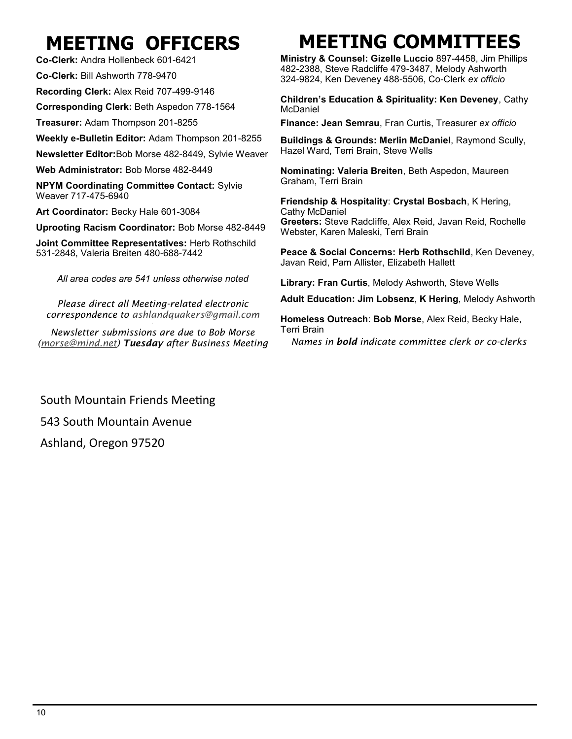# MEETING OFFICERS

**Co-Clerk:** Andra Hollenbeck 601-6421

**Co-Clerk:** Bill Ashworth 778-9470

**Recording Clerk:** Alex Reid 707-499-9146

**Corresponding Clerk:** Beth Aspedon 778-1564

**Treasurer:** Adam Thompson 201-8255

**Weekly e-Bulletin Editor:** Adam Thompson 201-8255

**Newsletter Editor:** Bob Morse 482-8449, Sylvie Weaver

**Web Administrator:** Bob Morse 482-8449

**NPYM Coordinating Committee Contact:** Sylvie Weaver 717-475-6940

**Art Coordinator:** Becky Hale 601-3084

**Uprooting Racism Coordinator:** Bob Morse 482-8449

**Joint Committee Representatives:** Herb Rothschild 531-2848, Valeria Breiten 480-688-7442

*All area codes are 541 unless otherwise noted*

*Please direct all Meeting-related electronic correspondence to ashlandquakers@gmail.com*

*Newsletter submissions are due to Bob Morse (morse@mind.net)* ***Tuesday*** *after Business Meeting*

# MEETING COMMITTEES

**Ministry & Counsel: Gizelle Luccio** 897-4458, Jim Phillips 482-2388, Steve Radcliffe 479-3487, Melody Ashworth 324-9824, Ken Deveney 488-5506, Co-Clerk *ex officio*

**Children's Education & Spirituality: Ken Deveney**, Cathy McDaniel

**Finance: Jean Semrau**, Fran Curtis, Treasurer *ex officio*

**Buildings & Grounds: Merlin McDaniel**, Raymond Scully, Hazel Ward, Terri Brain, Steve Wells

**Nominating: Valeria Breiten**, Beth Aspedon, Maureen Graham, Terri Brain

**Friendship & Hospitality**: **Crystal Bosbach**, K Hering, Cathy McDaniel

**Greeters:** Steve Radcliffe, Alex Reid, Javan Reid, Rochelle Webster, Karen Maleski, Terri Brain

**Peace & Social Concerns: Herb Rothschild**, Ken Deveney, Javan Reid, Pam Allister, Elizabeth Hallett

**Library: Fran Curtis**, Melody Ashworth, Steve Wells

**Adult Education: Jim Lobsenz**, **K Hering**, Melody Ashworth

**Homeless Outreach**: **Bob Morse**, Alex Reid, Becky Hale, Terri Brain

*Names in* ***bold*** *indicate committee clerk or co-clerks*

South Mountain Friends Meeting

543 South Mountain Avenue

Ashland, Oregon 97520